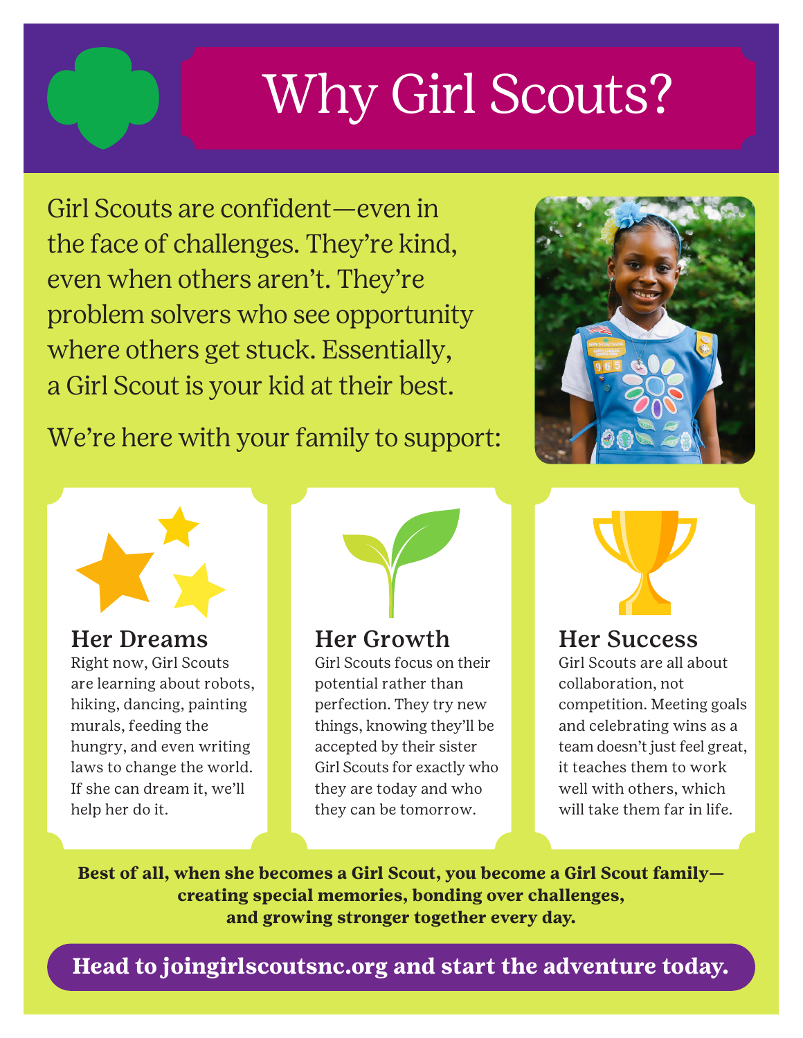# Why Girl Scouts?

Girl Scouts are confident—even in the face of challenges. They're kind, even when others aren't. They're problem solvers who see opportunity where others get stuck. Essentially, a Girl Scout is your kid at their best.

We're here with your family to support:

### Her Dreams

Right now, Girl Scouts are learning about robots, hiking, dancing, painting murals, feeding the hungry, and even writing laws to change the world. If she can dream it, we'll help her do it.

### Her Growth

Girl Scouts focus on their potential rather than perfection. They try new things, knowing they'll be accepted by their sister Girl Scouts for exactly who they are today and who they can be tomorrow.

### Her Success

Girl Scouts are all about collaboration, not competition. Meeting goals and celebrating wins as a team doesn't just feel great, it teaches them to work well with others, which will take them far in life.

**Best of all, when she becomes a Girl Scout, you become a Girl Scout family—creating special memories, bonding over challenges, and growing stronger together every day.**

**Head to joingirlscoutsnc.org and start the adventure today.**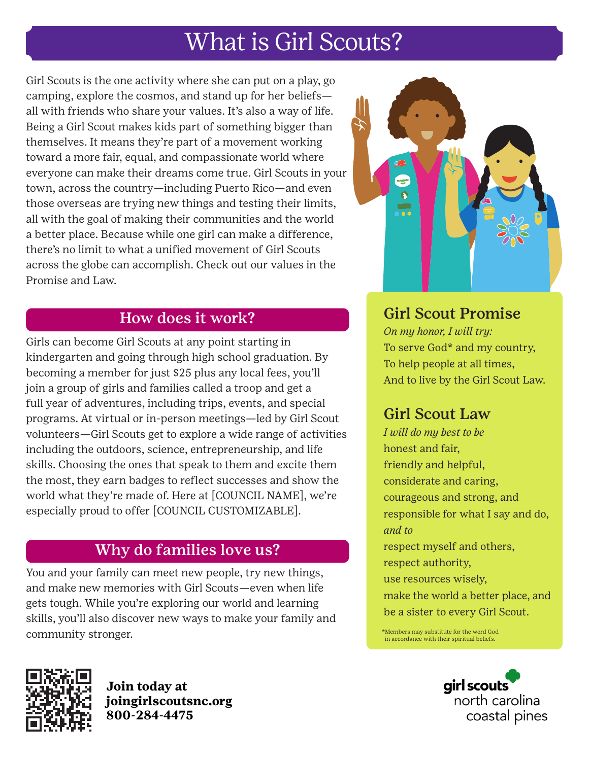# What is Girl Scouts?

Girl Scouts is the one activity where she can put on a play, go camping, explore the cosmos, and stand up for her beliefs—all with friends who share your values. It's also a way of life. Being a Girl Scout makes kids part of something bigger than themselves. It means they're part of a movement working toward a more fair, equal, and compassionate world where everyone can make their dreams come true. Girl Scouts in your town, across the country—including Puerto Rico—and even those overseas are trying new things and testing their limits, all with the goal of making their communities and the world a better place. Because while one girl can make a difference, there's no limit to what a unified movement of Girl Scouts across the globe can accomplish. Check out our values in the Promise and Law.

## How does it work?

Girls can become Girl Scouts at any point starting in kindergarten and going through high school graduation. By becoming a member for just $25 plus any local fees, you'll join a group of girls and families called a troop and get a full year of adventures, including trips, events, and special programs. At virtual or in-person meetings—led by Girl Scout volunteers—Girl Scouts get to explore a wide range of activities including the outdoors, science, entrepreneurship, and life skills. Choosing the ones that speak to them and excite them the most, they earn badges to reflect successes and show the world what they're made of. Here at [COUNCIL NAME], we're especially proud to offer [COUNCIL CUSTOMIZABLE].

## Why do families love us?

You and your family can meet new people, try new things, and make new memories with Girl Scouts—even when life gets tough. While you're exploring our world and learning skills, you'll also discover new ways to make your family and community stronger.

### Girl Scout Promise

*On my honor, I will try:*
To serve God* and my country,
To help people at all times,
And to live by the Girl Scout Law.

### Girl Scout Law

*I will do my best to be*
honest and fair,
friendly and helpful,
considerate and caring,
courageous and strong, and
responsible for what I say and do,
*and to*
respect myself and others,
respect authority,
use resources wisely,
make the world a better place, and
be a sister to every Girl Scout.

*Members may substitute for the word God in accordance with their spiritual beliefs.

**Join today at**
**joingirlscoutsnc.org**
**800-284-4475**

girl scouts
north carolina
coastal pines